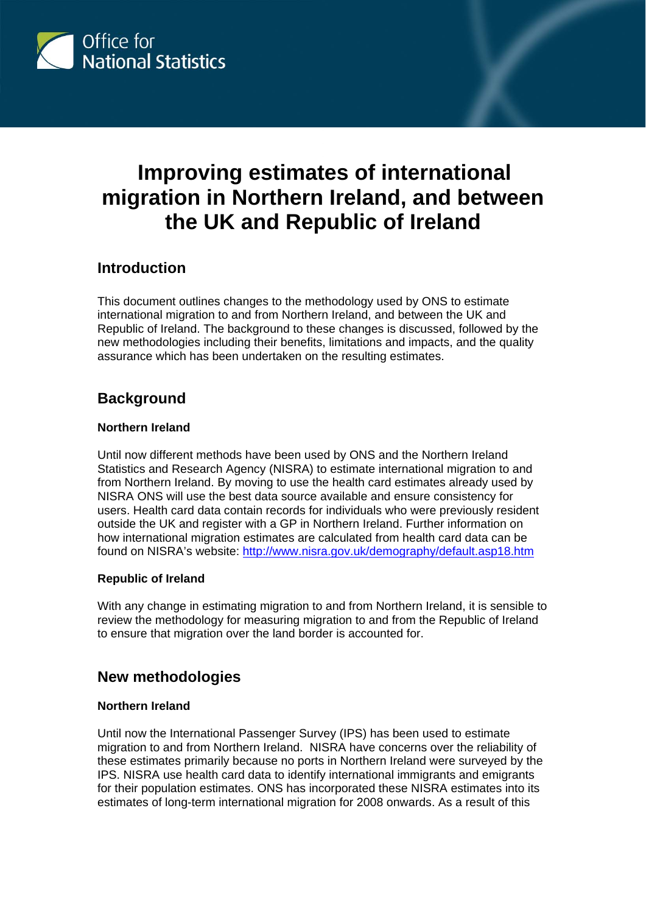Office for National Statistics

# Improving estimates of international migration in Northern Ireland, and between the UK and Republic of Ireland

## Introduction

This document outlines changes to the methodology used by ONS to estimate international migration to and from Northern Ireland, and between the UK and Republic of Ireland. The background to these changes is discussed, followed by the new methodologies including their benefits, limitations and impacts, and the quality assurance which has been undertaken on the resulting estimates.

## Background

### Northern Ireland

Until now different methods have been used by ONS and the Northern Ireland Statistics and Research Agency (NISRA) to estimate international migration to and from Northern Ireland. By moving to use the health card estimates already used by NISRA ONS will use the best data source available and ensure consistency for users. Health card data contain records for individuals who were previously resident outside the UK and register with a GP in Northern Ireland. Further information on how international migration estimates are calculated from health card data can be found on NISRA's website: [http://www.nisra.gov.uk/demography/default.asp18.htm](http://www.nisra.gov.uk/demography/default.asp18.htm)

### Republic of Ireland

With any change in estimating migration to and from Northern Ireland, it is sensible to review the methodology for measuring migration to and from the Republic of Ireland to ensure that migration over the land border is accounted for.

## New methodologies

### Northern Ireland

Until now the International Passenger Survey (IPS) has been used to estimate migration to and from Northern Ireland. NISRA have concerns over the reliability of these estimates primarily because no ports in Northern Ireland were surveyed by the IPS. NISRA use health card data to identify international immigrants and emigrants for their population estimates. ONS has incorporated these NISRA estimates into its estimates of long-term international migration for 2008 onwards. As a result of this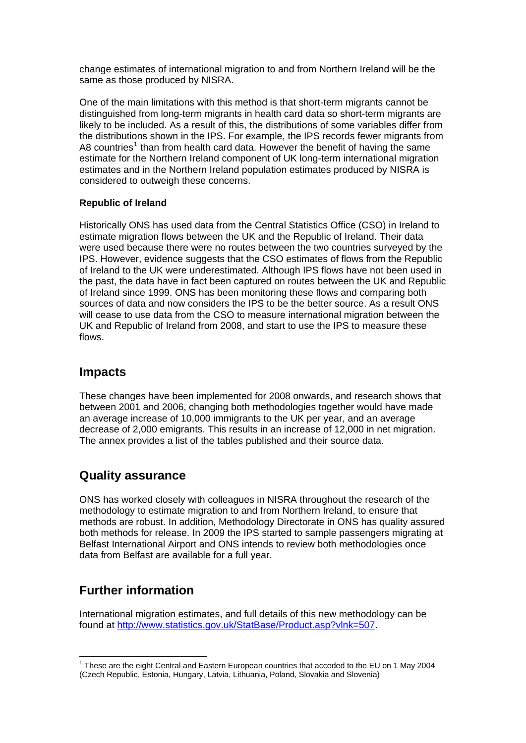change estimates of international migration to and from Northern Ireland will be the same as those produced by NISRA.

One of the main limitations with this method is that short-term migrants cannot be distinguished from long-term migrants in health card data so short-term migrants are likely to be included. As a result of this, the distributions of some variables differ from the distributions shown in the IPS. For example, the IPS records fewer migrants from A8 countries[1] than from health card data. However the benefit of having the same estimate for the Northern Ireland component of UK long-term international migration estimates and in the Northern Ireland population estimates produced by NISRA is considered to outweigh these concerns.

**Republic of Ireland**

Historically ONS has used data from the Central Statistics Office (CSO) in Ireland to estimate migration flows between the UK and the Republic of Ireland. Their data were used because there were no routes between the two countries surveyed by the IPS. However, evidence suggests that the CSO estimates of flows from the Republic of Ireland to the UK were underestimated. Although IPS flows have not been used in the past, the data have in fact been captured on routes between the UK and Republic of Ireland since 1999. ONS has been monitoring these flows and comparing both sources of data and now considers the IPS to be the better source. As a result ONS will cease to use data from the CSO to measure international migration between the UK and Republic of Ireland from 2008, and start to use the IPS to measure these flows.

## Impacts

These changes have been implemented for 2008 onwards, and research shows that between 2001 and 2006, changing both methodologies together would have made an average increase of 10,000 immigrants to the UK per year, and an average decrease of 2,000 emigrants. This results in an increase of 12,000 in net migration. The annex provides a list of the tables published and their source data.

## Quality assurance

ONS has worked closely with colleagues in NISRA throughout the research of the methodology to estimate migration to and from Northern Ireland, to ensure that methods are robust. In addition, Methodology Directorate in ONS has quality assured both methods for release. In 2009 the IPS started to sample passengers migrating at Belfast International Airport and ONS intends to review both methodologies once data from Belfast are available for a full year.

## Further information

International migration estimates, and full details of this new methodology can be found at [http://www.statistics.gov.uk/StatBase/Product.asp?vlnk=507](http://www.statistics.gov.uk/StatBase/Product.asp?vlnk=507).

---

[1] These are the eight Central and Eastern European countries that acceded to the EU on 1 May 2004 (Czech Republic, Estonia, Hungary, Latvia, Lithuania, Poland, Slovakia and Slovenia)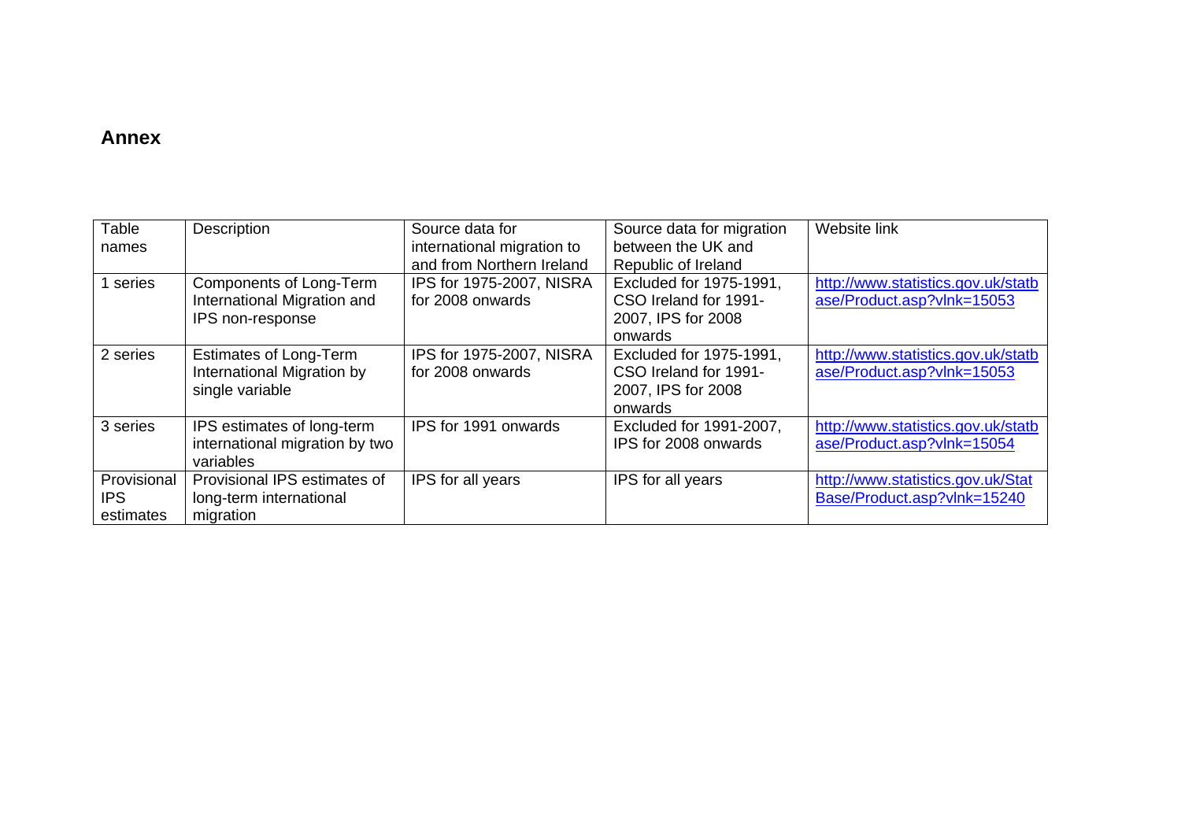## Annex

| Table names | Description | Source data for international migration to and from Northern Ireland | Source data for migration between the UK and Republic of Ireland | Website link |
|---|---|---|---|---|
| 1 series | Components of Long-Term International Migration and IPS non-response | IPS for 1975-2007, NISRA for 2008 onwards | Excluded for 1975-1991, CSO Ireland for 1991-2007, IPS for 2008 onwards | http://www.statistics.gov.uk/statbase/Product.asp?vlnk=15053 |
| 2 series | Estimates of Long-Term International Migration by single variable | IPS for 1975-2007, NISRA for 2008 onwards | Excluded for 1975-1991, CSO Ireland for 1991-2007, IPS for 2008 onwards | http://www.statistics.gov.uk/statbase/Product.asp?vlnk=15053 |
| 3 series | IPS estimates of long-term international migration by two variables | IPS for 1991 onwards | Excluded for 1991-2007, IPS for 2008 onwards | http://www.statistics.gov.uk/statbase/Product.asp?vlnk=15054 |
| Provisional IPS estimates | Provisional IPS estimates of long-term international migration | IPS for all years | IPS for all years | http://www.statistics.gov.uk/StatBase/Product.asp?vlnk=15240 |